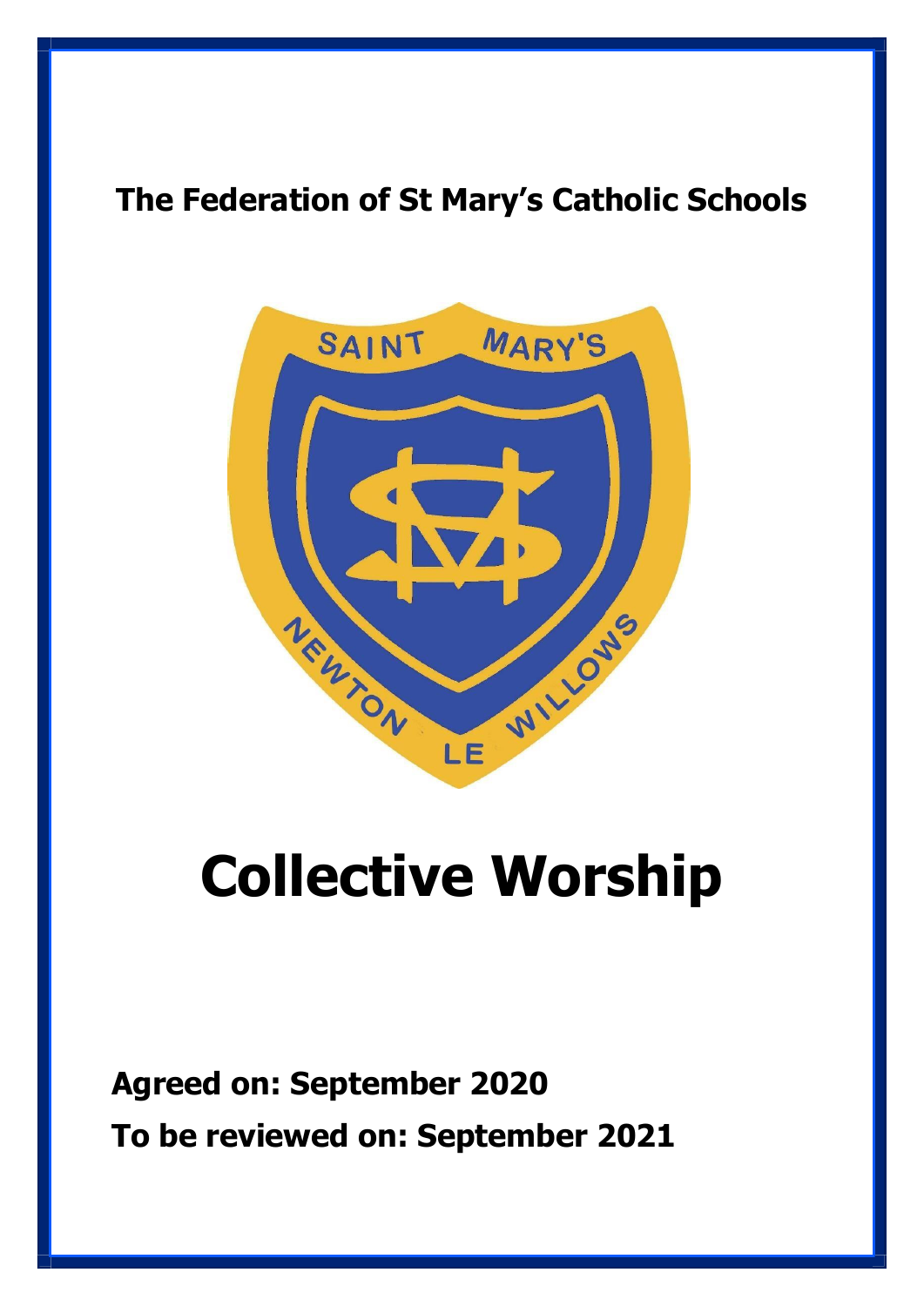**The Federation of St Mary's Catholic Schools**

# Collective Worship

**Agreed on: September 2020**

**To be reviewed on: September 2021**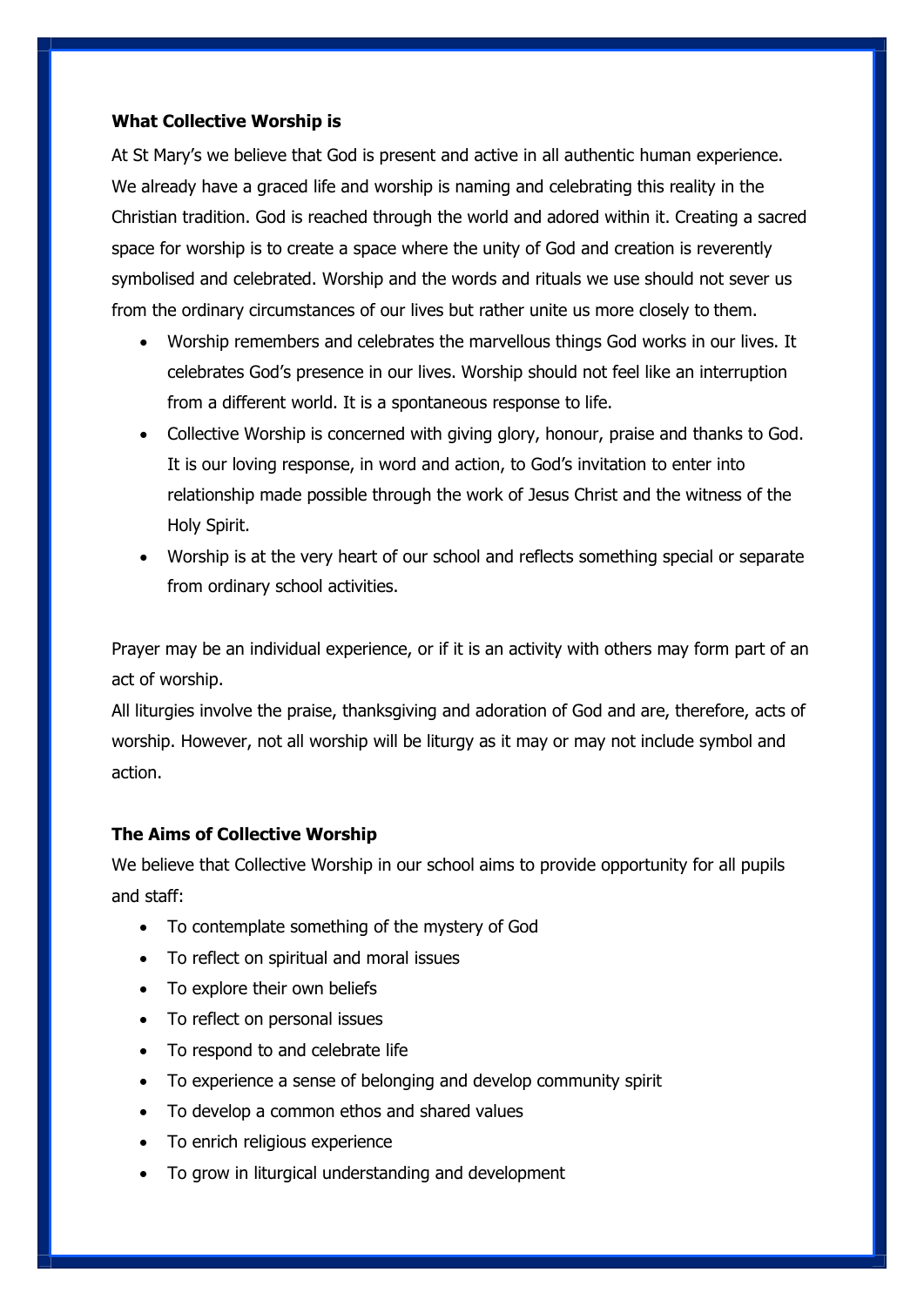**What Collective Worship is**

At St Mary's we believe that God is present and active in all authentic human experience. We already have a graced life and worship is naming and celebrating this reality in the Christian tradition. God is reached through the world and adored within it. Creating a sacred space for worship is to create a space where the unity of God and creation is reverently symbolised and celebrated. Worship and the words and rituals we use should not sever us from the ordinary circumstances of our lives but rather unite us more closely to them.

- Worship remembers and celebrates the marvellous things God works in our lives. It celebrates God's presence in our lives. Worship should not feel like an interruption from a different world. It is a spontaneous response to life.
- Collective Worship is concerned with giving glory, honour, praise and thanks to God. It is our loving response, in word and action, to God's invitation to enter into relationship made possible through the work of Jesus Christ and the witness of the Holy Spirit.
- Worship is at the very heart of our school and reflects something special or separate from ordinary school activities.

Prayer may be an individual experience, or if it is an activity with others may form part of an act of worship.

All liturgies involve the praise, thanksgiving and adoration of God and are, therefore, acts of worship. However, not all worship will be liturgy as it may or may not include symbol and action.

**The Aims of Collective Worship**

We believe that Collective Worship in our school aims to provide opportunity for all pupils and staff:

- To contemplate something of the mystery of God
- To reflect on spiritual and moral issues
- To explore their own beliefs
- To reflect on personal issues
- To respond to and celebrate life
- To experience a sense of belonging and develop community spirit
- To develop a common ethos and shared values
- To enrich religious experience
- To grow in liturgical understanding and development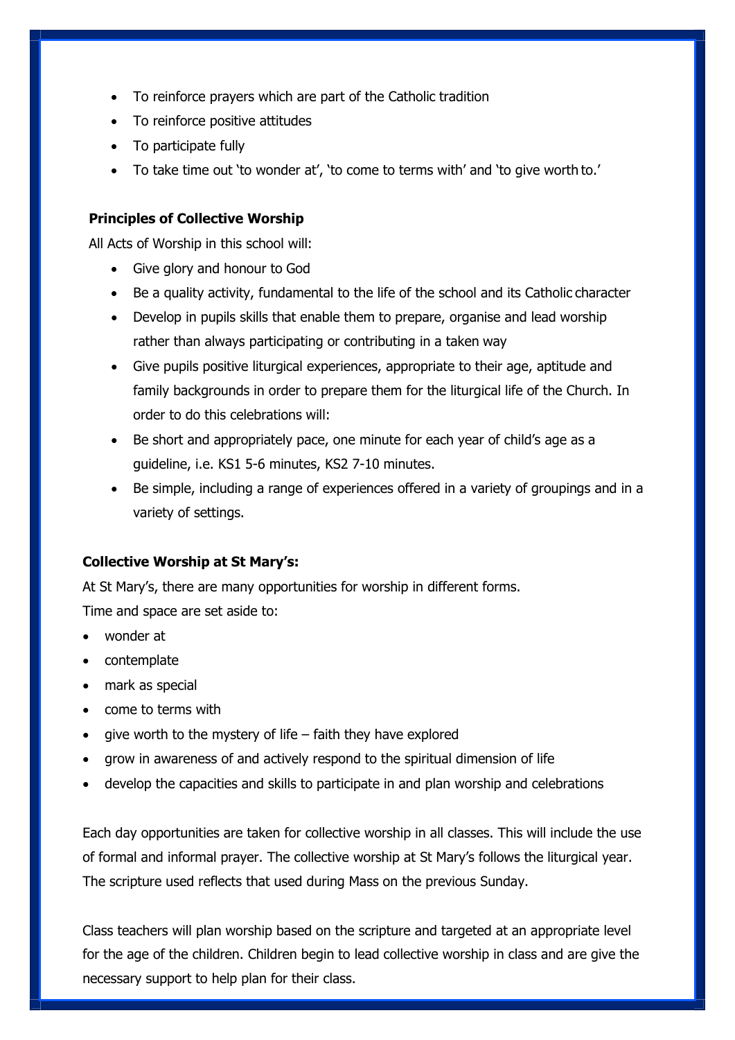- To reinforce prayers which are part of the Catholic tradition
- To reinforce positive attitudes
- To participate fully
- To take time out 'to wonder at', 'to come to terms with' and 'to give worth to.'

**Principles of Collective Worship**

All Acts of Worship in this school will:

- Give glory and honour to God
- Be a quality activity, fundamental to the life of the school and its Catholic character
- Develop in pupils skills that enable them to prepare, organise and lead worship rather than always participating or contributing in a taken way
- Give pupils positive liturgical experiences, appropriate to their age, aptitude and family backgrounds in order to prepare them for the liturgical life of the Church. In order to do this celebrations will:
- Be short and appropriately pace, one minute for each year of child's age as a guideline, i.e. KS1 5-6 minutes, KS2 7-10 minutes.
- Be simple, including a range of experiences offered in a variety of groupings and in a variety of settings.

**Collective Worship at St Mary's:**

At St Mary's, there are many opportunities for worship in different forms.

Time and space are set aside to:

- wonder at
- contemplate
- mark as special
- come to terms with
- give worth to the mystery of life – faith they have explored
- grow in awareness of and actively respond to the spiritual dimension of life
- develop the capacities and skills to participate in and plan worship and celebrations

Each day opportunities are taken for collective worship in all classes. This will include the use of formal and informal prayer. The collective worship at St Mary's follows the liturgical year. The scripture used reflects that used during Mass on the previous Sunday.

Class teachers will plan worship based on the scripture and targeted at an appropriate level for the age of the children. Children begin to lead collective worship in class and are give the necessary support to help plan for their class.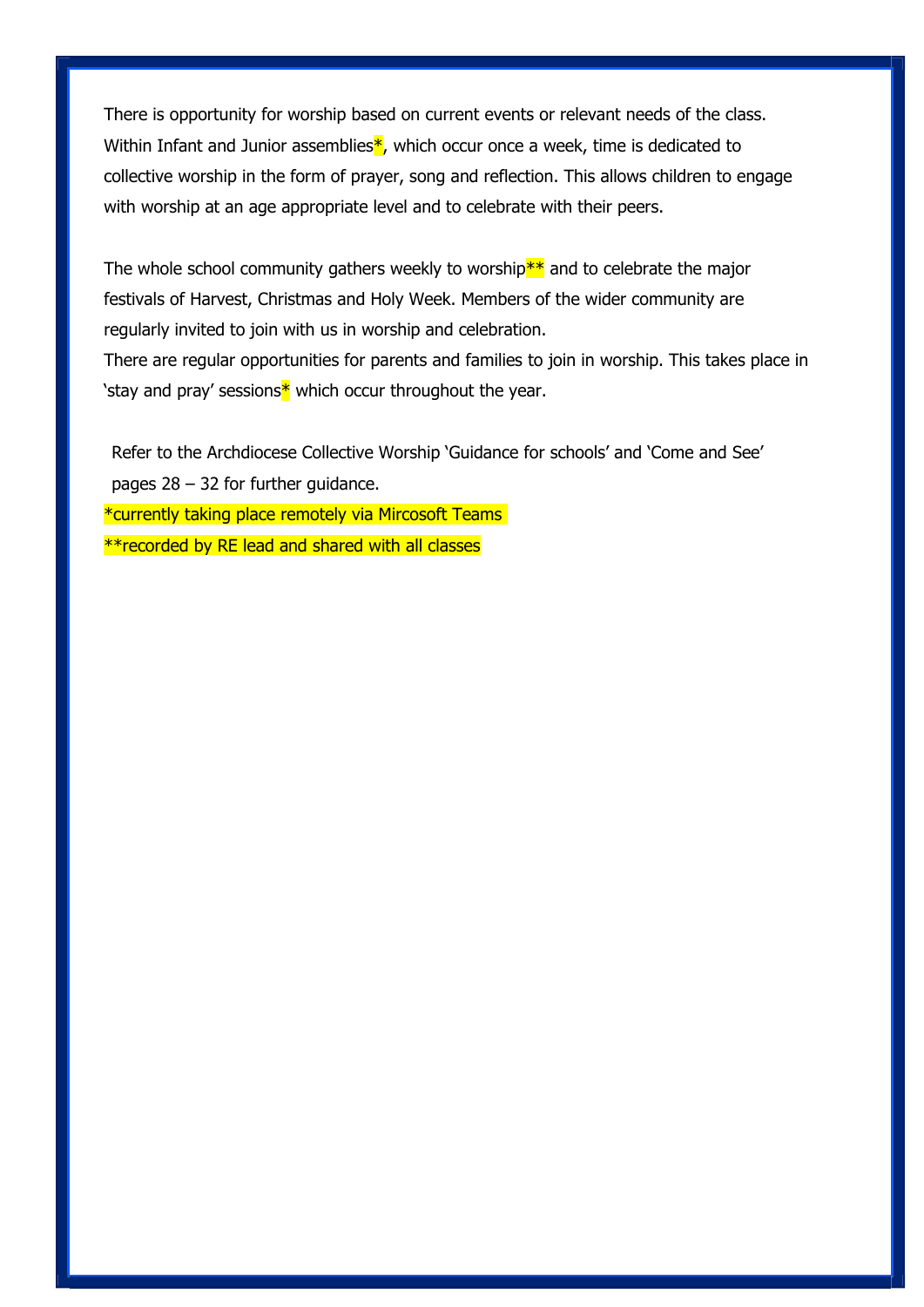There is opportunity for worship based on current events or relevant needs of the class. Within Infant and Junior assemblies*, which occur once a week, time is dedicated to collective worship in the form of prayer, song and reflection. This allows children to engage with worship at an age appropriate level and to celebrate with their peers.

The whole school community gathers weekly to worship** and to celebrate the major festivals of Harvest, Christmas and Holy Week. Members of the wider community are regularly invited to join with us in worship and celebration.
There are regular opportunities for parents and families to join in worship. This takes place in 'stay and pray' sessions* which occur throughout the year.

Refer to the Archdiocese Collective Worship 'Guidance for schools' and 'Come and See' pages 28 – 32 for further guidance.

*currently taking place remotely via Mircosoft Teams

**recorded by RE lead and shared with all classes